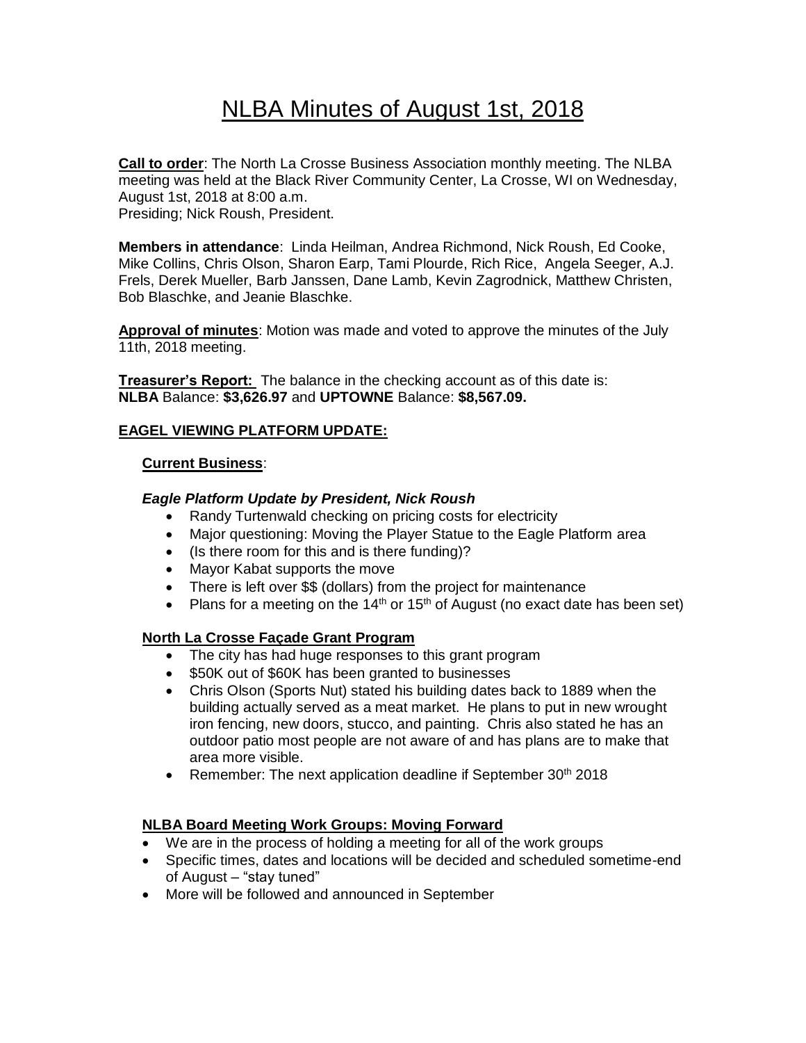# NLBA Minutes of August 1st, 2018

**Call to order**: The North La Crosse Business Association monthly meeting. The NLBA meeting was held at the Black River Community Center, La Crosse, WI on Wednesday, August 1st, 2018 at 8:00 a.m.
Presiding; Nick Roush, President.

**Members in attendance**: Linda Heilman, Andrea Richmond, Nick Roush, Ed Cooke, Mike Collins, Chris Olson, Sharon Earp, Tami Plourde, Rich Rice, Angela Seeger, A.J. Frels, Derek Mueller, Barb Janssen, Dane Lamb, Kevin Zagrodnick, Matthew Christen, Bob Blaschke, and Jeanie Blaschke.

**Approval of minutes**: Motion was made and voted to approve the minutes of the July 11th, 2018 meeting.

**Treasurer's Report:** The balance in the checking account as of this date is:
**NLBA** Balance: **$3,626.97** and **UPTOWNE** Balance: **$8,567.09.**

## EAGEL VIEWING PLATFORM UPDATE:

### Current Business:

***Eagle Platform Update by President, Nick Roush***

- Randy Turtenwald checking on pricing costs for electricity
- Major questioning: Moving the Player Statue to the Eagle Platform area
- (Is there room for this and is there funding)?
- Mayor Kabat supports the move
- There is left over $$ (dollars) from the project for maintenance
- Plans for a meeting on the 14th or 15th of August (no exact date has been set)

### North La Crosse Façade Grant Program

- The city has had huge responses to this grant program
- $50K out of $60K has been granted to businesses
- Chris Olson (Sports Nut) stated his building dates back to 1889 when the building actually served as a meat market. He plans to put in new wrought iron fencing, new doors, stucco, and painting. Chris also stated he has an outdoor patio most people are not aware of and has plans are to make that area more visible.
- Remember: The next application deadline if September 30th 2018

### NLBA Board Meeting Work Groups: Moving Forward

- We are in the process of holding a meeting for all of the work groups
- Specific times, dates and locations will be decided and scheduled sometime-end of August – "stay tuned"
- More will be followed and announced in September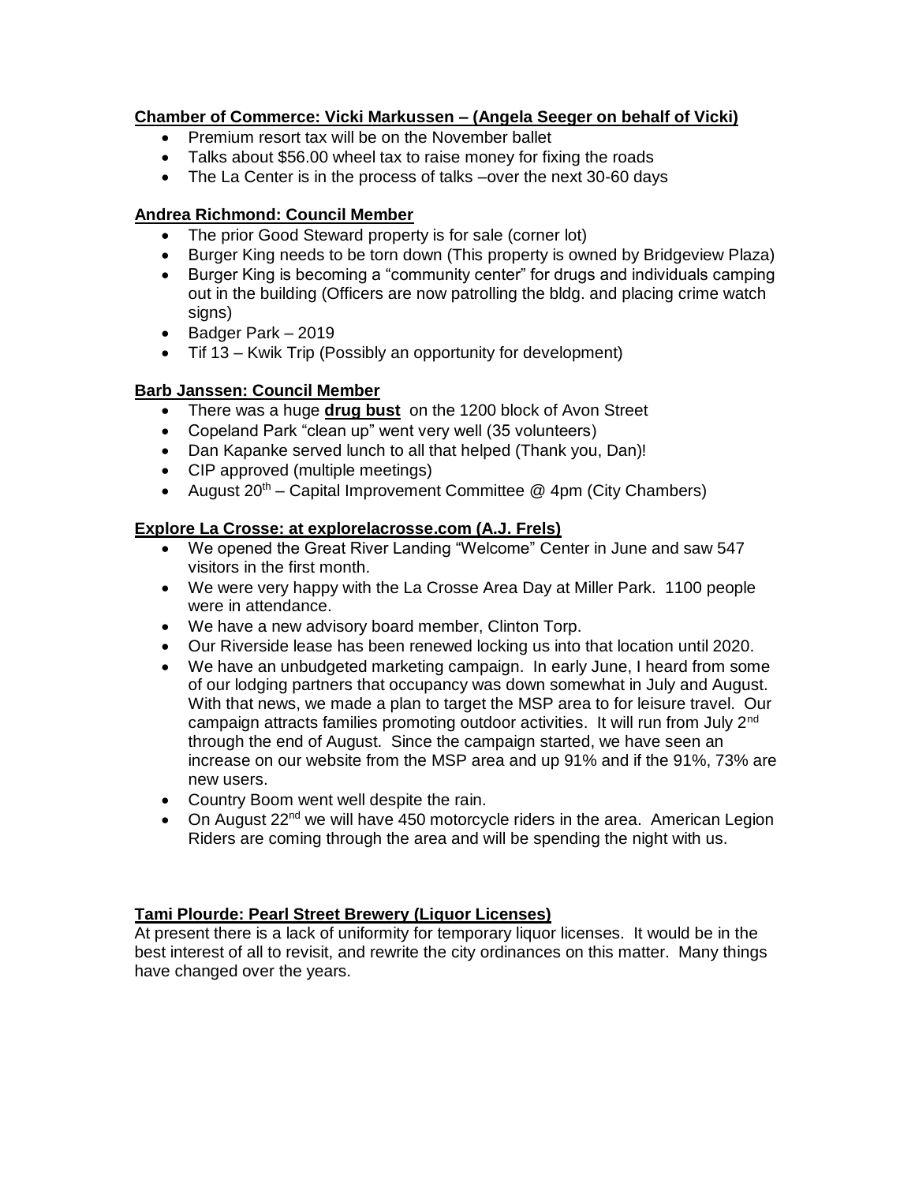**Chamber of Commerce: Vicki Markussen – (Angela Seeger on behalf of Vicki)**

- Premium resort tax will be on the November ballet
- Talks about $56.00 wheel tax to raise money for fixing the roads
- The La Center is in the process of talks –over the next 30-60 days

**Andrea Richmond: Council Member**

- The prior Good Steward property is for sale (corner lot)
- Burger King needs to be torn down (This property is owned by Bridgeview Plaza)
- Burger King is becoming a "community center" for drugs and individuals camping out in the building (Officers are now patrolling the bldg. and placing crime watch signs)
- Badger Park – 2019
- Tif 13 – Kwik Trip (Possibly an opportunity for development)

**Barb Janssen: Council Member**

- There was a huge **drug bust** on the 1200 block of Avon Street
- Copeland Park "clean up" went very well (35 volunteers)
- Dan Kapanke served lunch to all that helped (Thank you, Dan)!
- CIP approved (multiple meetings)
- August 20th – Capital Improvement Committee @ 4pm (City Chambers)

**Explore La Crosse: at explorelacrosse.com (A.J. Frels)**

- We opened the Great River Landing "Welcome" Center in June and saw 547 visitors in the first month.
- We were very happy with the La Crosse Area Day at Miller Park. 1100 people were in attendance.
- We have a new advisory board member, Clinton Torp.
- Our Riverside lease has been renewed locking us into that location until 2020.
- We have an unbudgeted marketing campaign. In early June, I heard from some of our lodging partners that occupancy was down somewhat in July and August. With that news, we made a plan to target the MSP area to for leisure travel. Our campaign attracts families promoting outdoor activities. It will run from July 2nd through the end of August. Since the campaign started, we have seen an increase on our website from the MSP area and up 91% and if the 91%, 73% are new users.
- Country Boom went well despite the rain.
- On August 22nd we will have 450 motorcycle riders in the area. American Legion Riders are coming through the area and will be spending the night with us.

**Tami Plourde: Pearl Street Brewery (Liquor Licenses)**

At present there is a lack of uniformity for temporary liquor licenses. It would be in the best interest of all to revisit, and rewrite the city ordinances on this matter. Many things have changed over the years.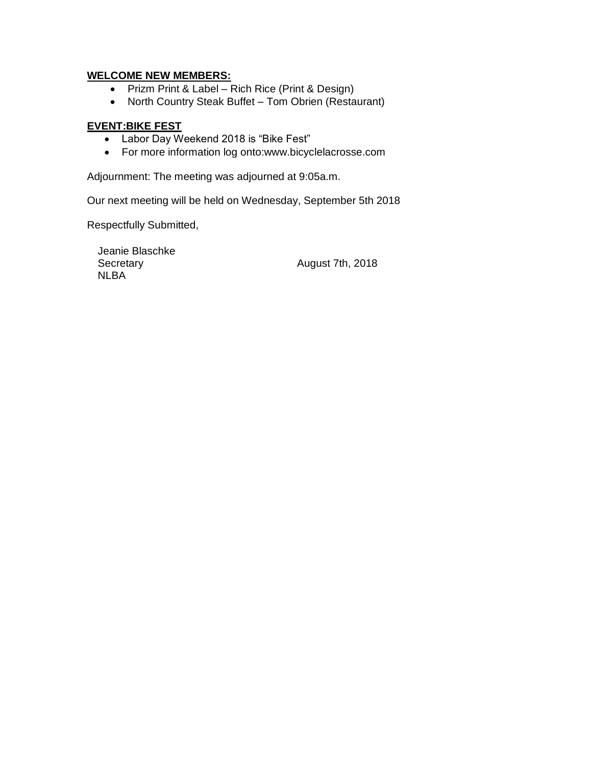**WELCOME NEW MEMBERS:**

- Prizm Print & Label – Rich Rice (Print & Design)
- North Country Steak Buffet – Tom Obrien (Restaurant)

**EVENT:BIKE FEST**

- Labor Day Weekend 2018 is "Bike Fest"
- For more information log onto:www.bicyclelacrosse.com

Adjournment: The meeting was adjourned at 9:05a.m.

Our next meeting will be held on Wednesday, September 5th 2018

Respectfully Submitted,

Jeanie Blaschke
Secretary
NLBA

August 7th, 2018